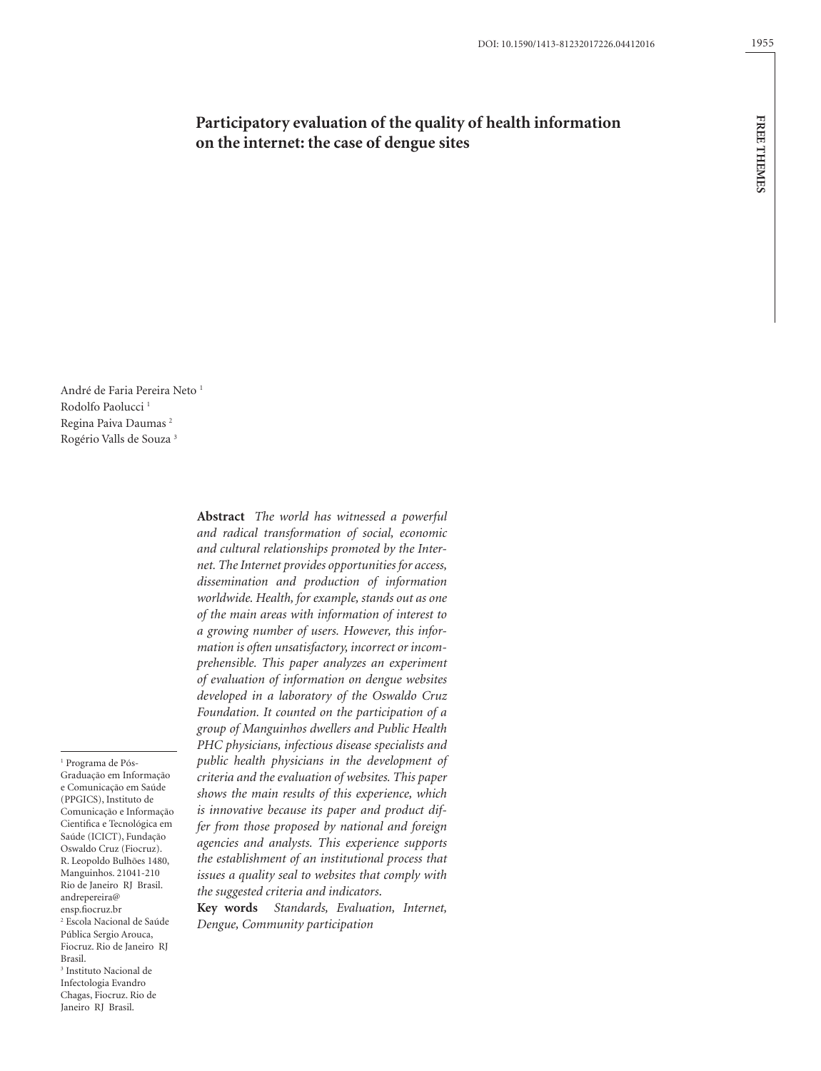# Participatory evaluation of the quality of health information on the internet: the case of dengue sites

André de Faria Pereira Neto [1]
Rodolfo Paolucci [1]
Regina Paiva Daumas [2]
Rogério Valls de Souza [3]

**Abstract** *The world has witnessed a powerful and radical transformation of social, economic and cultural relationships promoted by the Internet. The Internet provides opportunities for access, dissemination and production of information worldwide. Health, for example, stands out as one of the main areas with information of interest to a growing number of users. However, this information is often unsatisfactory, incorrect or incomprehensible. This paper analyzes an experiment of evaluation of information on dengue websites developed in a laboratory of the Oswaldo Cruz Foundation. It counted on the participation of a group of Manguinhos dwellers and Public Health PHC physicians, infectious disease specialists and public health physicians in the development of criteria and the evaluation of websites. This paper shows the main results of this experience, which is innovative because its paper and product differ from those proposed by national and foreign agencies and analysts. This experience supports the establishment of an institutional process that issues a quality seal to websites that comply with the suggested criteria and indicators.*

**Key words** *Standards, Evaluation, Internet, Dengue, Community participation*

---

[1] Programa de Pós-Graduação em Informação e Comunicação em Saúde (PPGICS), Instituto de Comunicação e Informação Científica e Tecnológica em Saúde (ICICT), Fundação Oswaldo Cruz (Fiocruz). R. Leopoldo Bulhões 1480, Manguinhos. 21041-210 Rio de Janeiro RJ Brasil. andrepereira@ensp.fiocruz.br
[2] Escola Nacional de Saúde Pública Sergio Arouca, Fiocruz. Rio de Janeiro RJ Brasil.
[3] Instituto Nacional de Infectologia Evandro Chagas, Fiocruz. Rio de Janeiro RJ Brasil.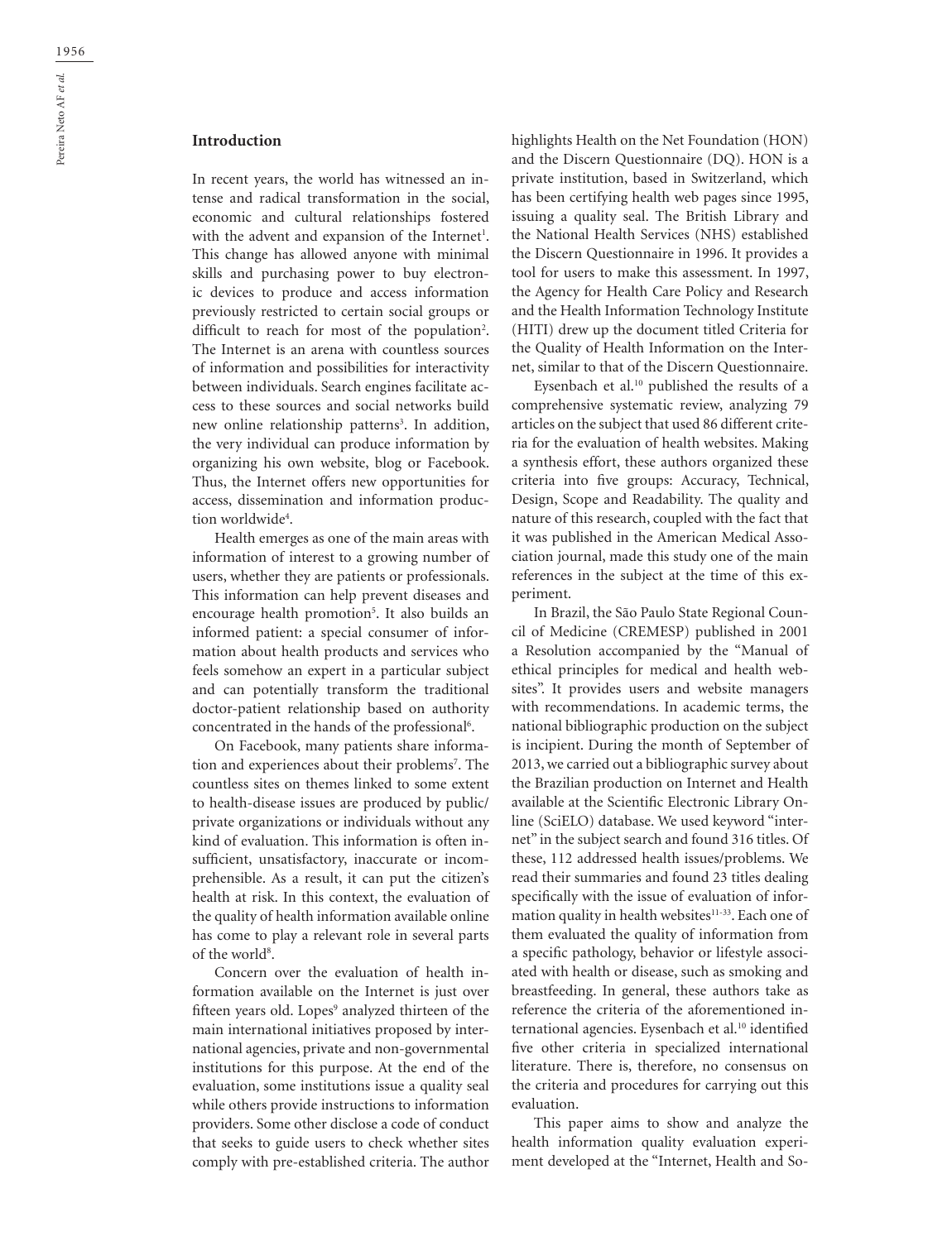## Introduction

In recent years, the world has witnessed an intense and radical transformation in the social, economic and cultural relationships fostered with the advent and expansion of the Internet[1]. This change has allowed anyone with minimal skills and purchasing power to buy electronic devices to produce and access information previously restricted to certain social groups or difficult to reach for most of the population[2]. The Internet is an arena with countless sources of information and possibilities for interactivity between individuals. Search engines facilitate access to these sources and social networks build new online relationship patterns[3]. In addition, the very individual can produce information by organizing his own website, blog or Facebook. Thus, the Internet offers new opportunities for access, dissemination and information production worldwide[4].

Health emerges as one of the main areas with information of interest to a growing number of users, whether they are patients or professionals. This information can help prevent diseases and encourage health promotion[5]. It also builds an informed patient: a special consumer of information about health products and services who feels somehow an expert in a particular subject and can potentially transform the traditional doctor-patient relationship based on authority concentrated in the hands of the professional[6].

On Facebook, many patients share information and experiences about their problems[7]. The countless sites on themes linked to some extent to health-disease issues are produced by public/private organizations or individuals without any kind of evaluation. This information is often insufficient, unsatisfactory, inaccurate or incomprehensible. As a result, it can put the citizen's health at risk. In this context, the evaluation of the quality of health information available online has come to play a relevant role in several parts of the world[8].

Concern over the evaluation of health information available on the Internet is just over fifteen years old. Lopes[9] analyzed thirteen of the main international initiatives proposed by international agencies, private and non-governmental institutions for this purpose. At the end of the evaluation, some institutions issue a quality seal while others provide instructions to information providers. Some other disclose a code of conduct that seeks to guide users to check whether sites comply with pre-established criteria. The author highlights Health on the Net Foundation (HON) and the Discern Questionnaire (DQ). HON is a private institution, based in Switzerland, which has been certifying health web pages since 1995, issuing a quality seal. The British Library and the National Health Services (NHS) established the Discern Questionnaire in 1996. It provides a tool for users to make this assessment. In 1997, the Agency for Health Care Policy and Research and the Health Information Technology Institute (HITI) drew up the document titled Criteria for the Quality of Health Information on the Internet, similar to that of the Discern Questionnaire.

Eysenbach et al.[10] published the results of a comprehensive systematic review, analyzing 79 articles on the subject that used 86 different criteria for the evaluation of health websites. Making a synthesis effort, these authors organized these criteria into five groups: Accuracy, Technical, Design, Scope and Readability. The quality and nature of this research, coupled with the fact that it was published in the American Medical Association journal, made this study one of the main references in the subject at the time of this experiment.

In Brazil, the São Paulo State Regional Council of Medicine (CREMESP) published in 2001 a Resolution accompanied by the "Manual of ethical principles for medical and health websites". It provides users and website managers with recommendations. In academic terms, the national bibliographic production on the subject is incipient. During the month of September of 2013, we carried out a bibliographic survey about the Brazilian production on Internet and Health available at the Scientific Electronic Library Online (SciELO) database. We used keyword "internet" in the subject search and found 316 titles. Of these, 112 addressed health issues/problems. We read their summaries and found 23 titles dealing specifically with the issue of evaluation of information quality in health websites[11-33]. Each one of them evaluated the quality of information from a specific pathology, behavior or lifestyle associated with health or disease, such as smoking and breastfeeding. In general, these authors take as reference the criteria of the aforementioned international agencies. Eysenbach et al.[10] identified five other criteria in specialized international literature. There is, therefore, no consensus on the criteria and procedures for carrying out this evaluation.

This paper aims to show and analyze the health information quality evaluation experiment developed at the "Internet, Health and So-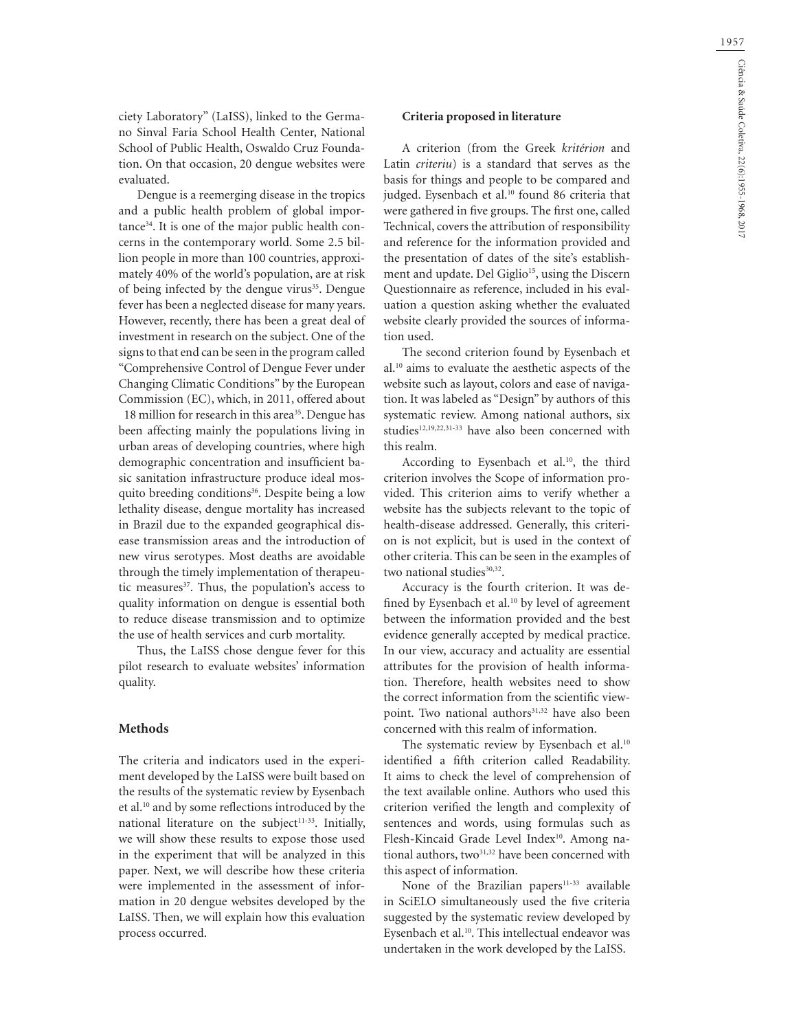ciety Laboratory" (LaISS), linked to the Germano Sinval Faria School Health Center, National School of Public Health, Oswaldo Cruz Foundation. On that occasion, 20 dengue websites were evaluated.

Dengue is a reemerging disease in the tropics and a public health problem of global importance[34]. It is one of the major public health concerns in the contemporary world. Some 2.5 billion people in more than 100 countries, approximately 40% of the world's population, are at risk of being infected by the dengue virus[35]. Dengue fever has been a neglected disease for many years. However, recently, there has been a great deal of investment in research on the subject. One of the signs to that end can be seen in the program called "Comprehensive Control of Dengue Fever under Changing Climatic Conditions" by the European Commission (EC), which, in 2011, offered about 18 million for research in this area[35]. Dengue has been affecting mainly the populations living in urban areas of developing countries, where high demographic concentration and insufficient basic sanitation infrastructure produce ideal mosquito breeding conditions[36]. Despite being a low lethality disease, dengue mortality has increased in Brazil due to the expanded geographical disease transmission areas and the introduction of new virus serotypes. Most deaths are avoidable through the timely implementation of therapeutic measures[37]. Thus, the population's access to quality information on dengue is essential both to reduce disease transmission and to optimize the use of health services and curb mortality.

Thus, the LaISS chose dengue fever for this pilot research to evaluate websites' information quality.

## Methods

The criteria and indicators used in the experiment developed by the LaISS were built based on the results of the systematic review by Eysenbach et al.[10] and by some reflections introduced by the national literature on the subject[11-33]. Initially, we will show these results to expose those used in the experiment that will be analyzed in this paper. Next, we will describe how these criteria were implemented in the assessment of information in 20 dengue websites developed by the LaISS. Then, we will explain how this evaluation process occurred.

### Criteria proposed in literature

A criterion (from the Greek *kritérion* and Latin *criteriu*) is a standard that serves as the basis for things and people to be compared and judged. Eysenbach et al.[10] found 86 criteria that were gathered in five groups. The first one, called Technical, covers the attribution of responsibility and reference for the information provided and the presentation of dates of the site's establishment and update. Del Giglio[15], using the Discern Questionnaire as reference, included in his evaluation a question asking whether the evaluated website clearly provided the sources of information used.

The second criterion found by Eysenbach et al.[10] aims to evaluate the aesthetic aspects of the website such as layout, colors and ease of navigation. It was labeled as "Design" by authors of this systematic review. Among national authors, six studies[12,19,22,31-33] have also been concerned with this realm.

According to Eysenbach et al.[10], the third criterion involves the Scope of information provided. This criterion aims to verify whether a website has the subjects relevant to the topic of health-disease addressed. Generally, this criterion is not explicit, but is used in the context of other criteria. This can be seen in the examples of two national studies[30,32].

Accuracy is the fourth criterion. It was defined by Eysenbach et al.[10] by level of agreement between the information provided and the best evidence generally accepted by medical practice. In our view, accuracy and actuality are essential attributes for the provision of health information. Therefore, health websites need to show the correct information from the scientific viewpoint. Two national authors[31,32] have also been concerned with this realm of information.

The systematic review by Eysenbach et al.[10] identified a fifth criterion called Readability. It aims to check the level of comprehension of the text available online. Authors who used this criterion verified the length and complexity of sentences and words, using formulas such as Flesh-Kincaid Grade Level Index[10]. Among national authors, two[31,32] have been concerned with this aspect of information.

None of the Brazilian papers[11-33] available in SciELO simultaneously used the five criteria suggested by the systematic review developed by Eysenbach et al.[10]. This intellectual endeavor was undertaken in the work developed by the LaISS.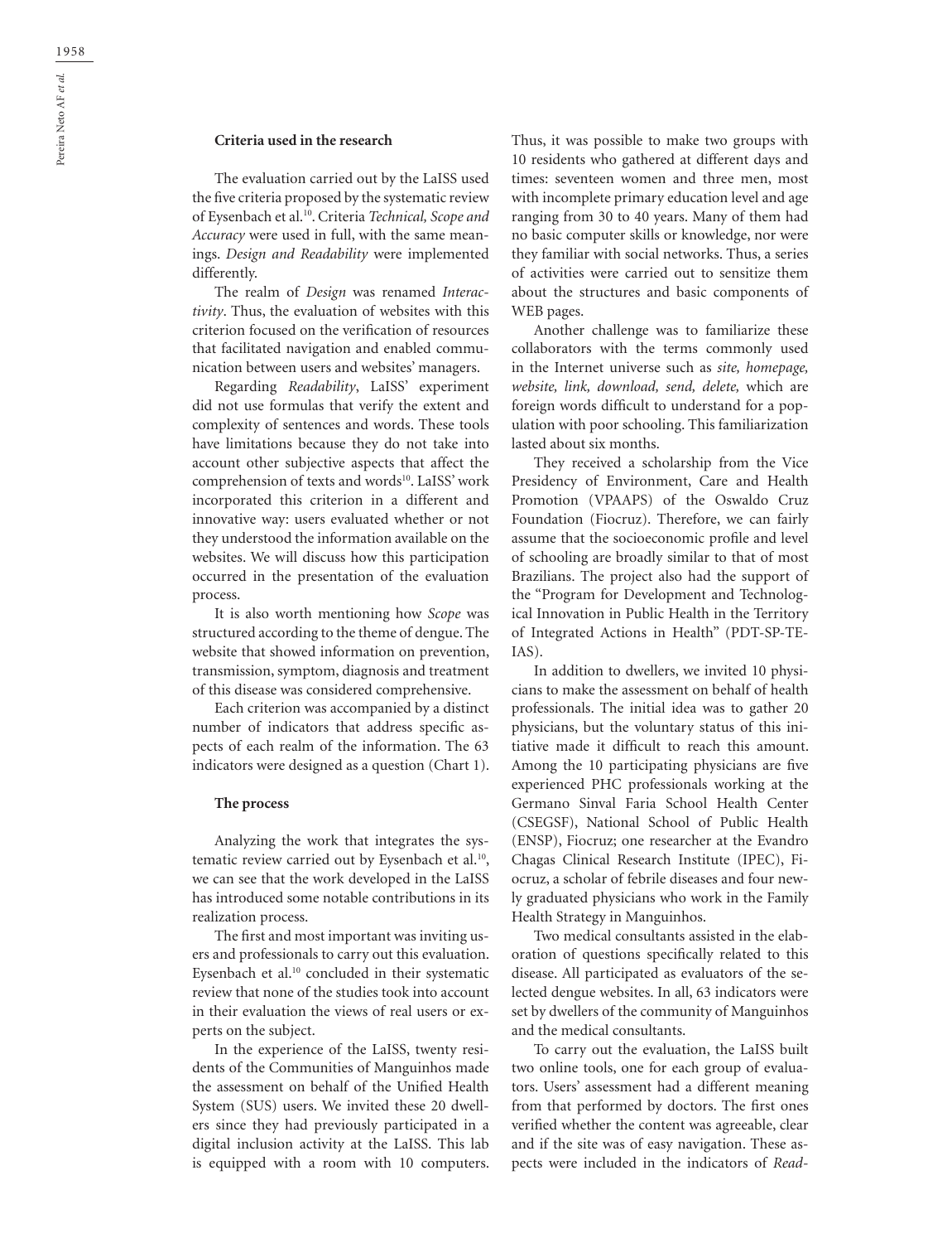### Criteria used in the research

The evaluation carried out by the LaISS used the five criteria proposed by the systematic review of Eysenbach et al.[10]. Criteria *Technical, Scope and Accuracy* were used in full, with the same meanings. *Design and Readability* were implemented differently.

The realm of *Design* was renamed *Interactivity*. Thus, the evaluation of websites with this criterion focused on the verification of resources that facilitated navigation and enabled communication between users and websites' managers.

Regarding *Readability*, LaISS' experiment did not use formulas that verify the extent and complexity of sentences and words. These tools have limitations because they do not take into account other subjective aspects that affect the comprehension of texts and words[10]. LaISS' work incorporated this criterion in a different and innovative way: users evaluated whether or not they understood the information available on the websites. We will discuss how this participation occurred in the presentation of the evaluation process.

It is also worth mentioning how *Scope* was structured according to the theme of dengue. The website that showed information on prevention, transmission, symptom, diagnosis and treatment of this disease was considered comprehensive.

Each criterion was accompanied by a distinct number of indicators that address specific aspects of each realm of the information. The 63 indicators were designed as a question (Chart 1).

### The process

Analyzing the work that integrates the systematic review carried out by Eysenbach et al.[10], we can see that the work developed in the LaISS has introduced some notable contributions in its realization process.

The first and most important was inviting users and professionals to carry out this evaluation. Eysenbach et al.[10] concluded in their systematic review that none of the studies took into account in their evaluation the views of real users or experts on the subject.

In the experience of the LaISS, twenty residents of the Communities of Manguinhos made the assessment on behalf of the Unified Health System (SUS) users. We invited these 20 dwellers since they had previously participated in a digital inclusion activity at the LaISS. This lab is equipped with a room with 10 computers. Thus, it was possible to make two groups with 10 residents who gathered at different days and times: seventeen women and three men, most with incomplete primary education level and age ranging from 30 to 40 years. Many of them had no basic computer skills or knowledge, nor were they familiar with social networks. Thus, a series of activities were carried out to sensitize them about the structures and basic components of WEB pages.

Another challenge was to familiarize these collaborators with the terms commonly used in the Internet universe such as *site, homepage, website, link, download, send, delete,* which are foreign words difficult to understand for a population with poor schooling. This familiarization lasted about six months.

They received a scholarship from the Vice Presidency of Environment, Care and Health Promotion (VPAAPS) of the Oswaldo Cruz Foundation (Fiocruz). Therefore, we can fairly assume that the socioeconomic profile and level of schooling are broadly similar to that of most Brazilians. The project also had the support of the "Program for Development and Technological Innovation in Public Health in the Territory of Integrated Actions in Health" (PDT-SP-TEIAS).

In addition to dwellers, we invited 10 physicians to make the assessment on behalf of health professionals. The initial idea was to gather 20 physicians, but the voluntary status of this initiative made it difficult to reach this amount. Among the 10 participating physicians are five experienced PHC professionals working at the Germano Sinval Faria School Health Center (CSEGSF), National School of Public Health (ENSP), Fiocruz; one researcher at the Evandro Chagas Clinical Research Institute (IPEC), Fiocruz, a scholar of febrile diseases and four newly graduated physicians who work in the Family Health Strategy in Manguinhos.

Two medical consultants assisted in the elaboration of questions specifically related to this disease. All participated as evaluators of the selected dengue websites. In all, 63 indicators were set by dwellers of the community of Manguinhos and the medical consultants.

To carry out the evaluation, the LaISS built two online tools, one for each group of evaluators. Users' assessment had a different meaning from that performed by doctors. The first ones verified whether the content was agreeable, clear and if the site was of easy navigation. These aspects were included in the indicators of *Read-*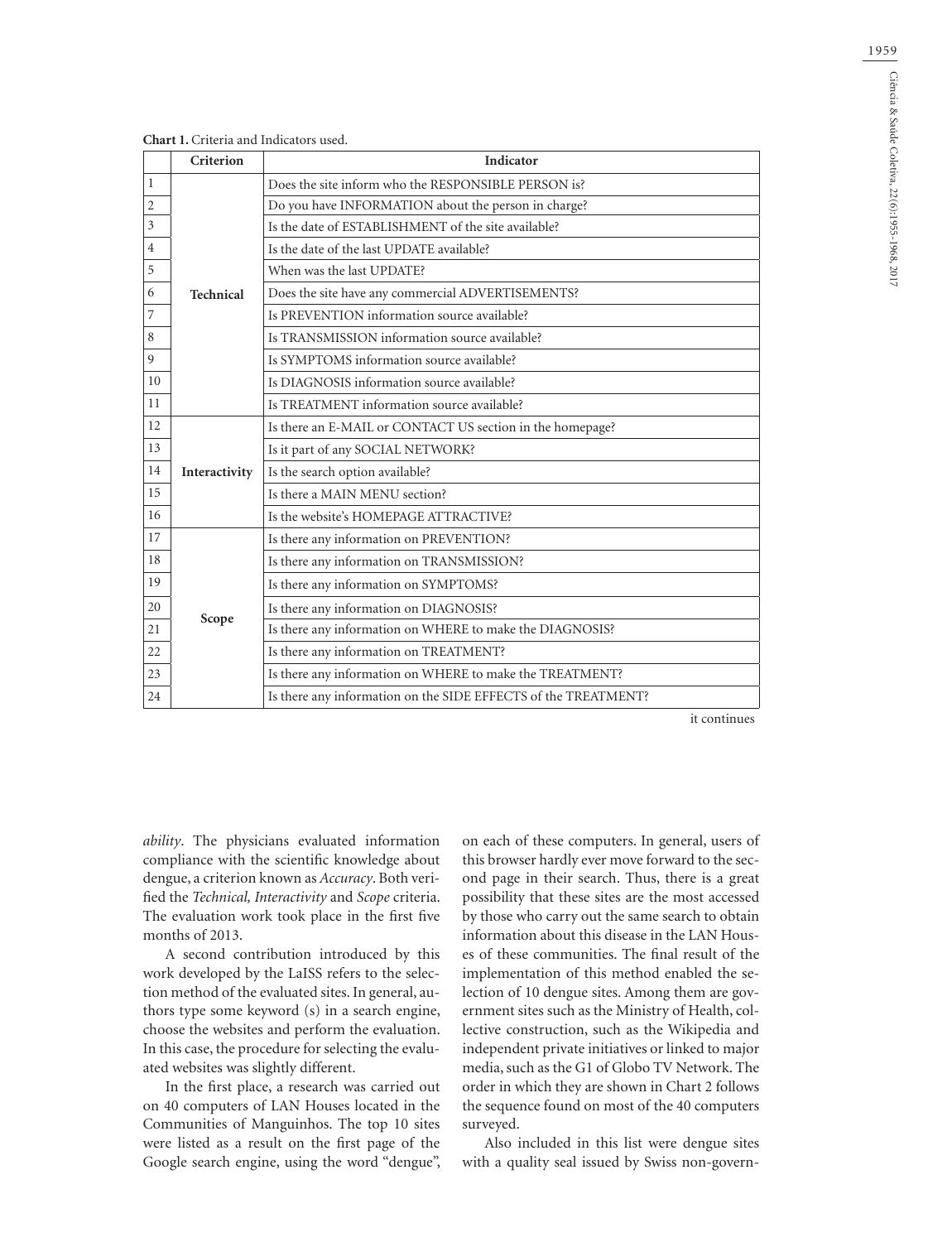**Chart 1.** Criteria and Indicators used.

| | Criterion | Indicator |
|---|---|---|
| 1 | Technical | Does the site inform who the RESPONSIBLE PERSON is? |
| 2 | | Do you have INFORMATION about the person in charge? |
| 3 | | Is the date of ESTABLISHMENT of the site available? |
| 4 | | Is the date of the last UPDATE available? |
| 5 | | When was the last UPDATE? |
| 6 | | Does the site have any commercial ADVERTISEMENTS? |
| 7 | | Is PREVENTION information source available? |
| 8 | | Is TRANSMISSION information source available? |
| 9 | | Is SYMPTOMS information source available? |
| 10 | | Is DIAGNOSIS information source available? |
| 11 | | Is TREATMENT information source available? |
| 12 | Interactivity | Is there an E-MAIL or CONTACT US section in the homepage? |
| 13 | | Is it part of any SOCIAL NETWORK? |
| 14 | | Is the search option available? |
| 15 | | Is there a MAIN MENU section? |
| 16 | | Is the website's HOMEPAGE ATTRACTIVE? |
| 17 | Scope | Is there any information on PREVENTION? |
| 18 | | Is there any information on TRANSMISSION? |
| 19 | | Is there any information on SYMPTOMS? |
| 20 | | Is there any information on DIAGNOSIS? |
| 21 | | Is there any information on WHERE to make the DIAGNOSIS? |
| 22 | | Is there any information on TREATMENT? |
| 23 | | Is there any information on WHERE to make the TREATMENT? |
| 24 | | Is there any information on the SIDE EFFECTS of the TREATMENT? |

it continues

*ability*. The physicians evaluated information compliance with the scientific knowledge about dengue, a criterion known as *Accuracy*. Both verified the *Technical, Interactivity* and *Scope* criteria. The evaluation work took place in the first five months of 2013.

A second contribution introduced by this work developed by the LaISS refers to the selection method of the evaluated sites. In general, authors type some keyword (s) in a search engine, choose the websites and perform the evaluation. In this case, the procedure for selecting the evaluated websites was slightly different.

In the first place, a research was carried out on 40 computers of LAN Houses located in the Communities of Manguinhos. The top 10 sites were listed as a result on the first page of the Google search engine, using the word "dengue", on each of these computers. In general, users of this browser hardly ever move forward to the second page in their search. Thus, there is a great possibility that these sites are the most accessed by those who carry out the same search to obtain information about this disease in the LAN Houses of these communities. The final result of the implementation of this method enabled the selection of 10 dengue sites. Among them are government sites such as the Ministry of Health, collective construction, such as the Wikipedia and independent private initiatives or linked to major media, such as the G1 of Globo TV Network. The order in which they are shown in Chart 2 follows the sequence found on most of the 40 computers surveyed.

Also included in this list were dengue sites with a quality seal issued by Swiss non-govern-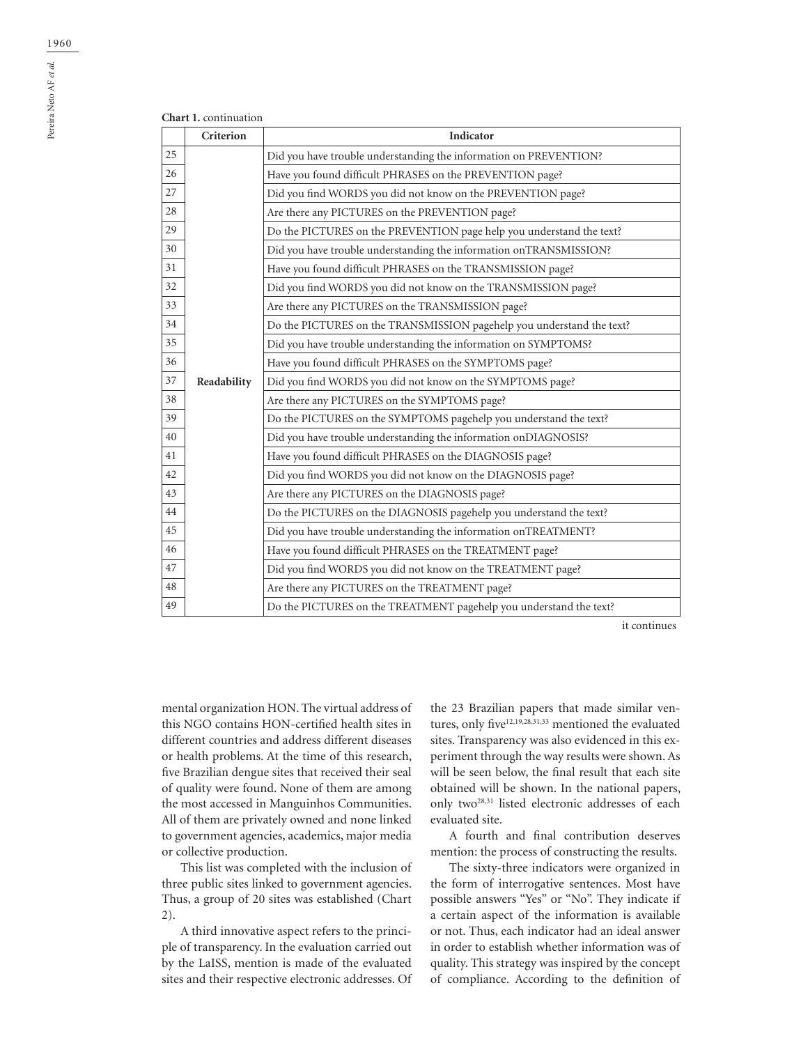**Chart 1.** continuation

| | Criterion | Indicator |
|---|---|---|
| 25 | | Did you have trouble understanding the information on PREVENTION? |
| 26 | | Have you found difficult PHRASES on the PREVENTION page? |
| 27 | | Did you find WORDS you did not know on the PREVENTION page? |
| 28 | | Are there any PICTURES on the PREVENTION page? |
| 29 | | Do the PICTURES on the PREVENTION page help you understand the text? |
| 30 | | Did you have trouble understanding the information onTRANSMISSION? |
| 31 | | Have you found difficult PHRASES on the TRANSMISSION page? |
| 32 | | Did you find WORDS you did not know on the TRANSMISSION page? |
| 33 | | Are there any PICTURES on the TRANSMISSION page? |
| 34 | | Do the PICTURES on the TRANSMISSION pagehelp you understand the text? |
| 35 | | Did you have trouble understanding the information on SYMPTOMS? |
| 36 | | Have you found difficult PHRASES on the SYMPTOMS page? |
| 37 | **Readability** | Did you find WORDS you did not know on the SYMPTOMS page? |
| 38 | | Are there any PICTURES on the SYMPTOMS page? |
| 39 | | Do the PICTURES on the SYMPTOMS pagehelp you understand the text? |
| 40 | | Did you have trouble understanding the information onDIAGNOSIS? |
| 41 | | Have you found difficult PHRASES on the DIAGNOSIS page? |
| 42 | | Did you find WORDS you did not know on the DIAGNOSIS page? |
| 43 | | Are there any PICTURES on the DIAGNOSIS page? |
| 44 | | Do the PICTURES on the DIAGNOSIS pagehelp you understand the text? |
| 45 | | Did you have trouble understanding the information onTREATMENT? |
| 46 | | Have you found difficult PHRASES on the TREATMENT page? |
| 47 | | Did you find WORDS you did not know on the TREATMENT page? |
| 48 | | Are there any PICTURES on the TREATMENT page? |
| 49 | | Do the PICTURES on the TREATMENT pagehelp you understand the text? |

it continues

mental organization HON. The virtual address of this NGO contains HON-certified health sites in different countries and address different diseases or health problems. At the time of this research, five Brazilian dengue sites that received their seal of quality were found. None of them are among the most accessed in Manguinhos Communities. All of them are privately owned and none linked to government agencies, academics, major media or collective production.

This list was completed with the inclusion of three public sites linked to government agencies. Thus, a group of 20 sites was established (Chart 2).

A third innovative aspect refers to the principle of transparency. In the evaluation carried out by the LaISS, mention is made of the evaluated sites and their respective electronic addresses. Of the 23 Brazilian papers that made similar ventures, only five[12,19,28,31,33] mentioned the evaluated sites. Transparency was also evidenced in this experiment through the way results were shown. As will be seen below, the final result that each site obtained will be shown. In the national papers, only two[28,31] listed electronic addresses of each evaluated site.

A fourth and final contribution deserves mention: the process of constructing the results.

The sixty-three indicators were organized in the form of interrogative sentences. Most have possible answers "Yes" or "No". They indicate if a certain aspect of the information is available or not. Thus, each indicator had an ideal answer in order to establish whether information was of quality. This strategy was inspired by the concept of compliance. According to the definition of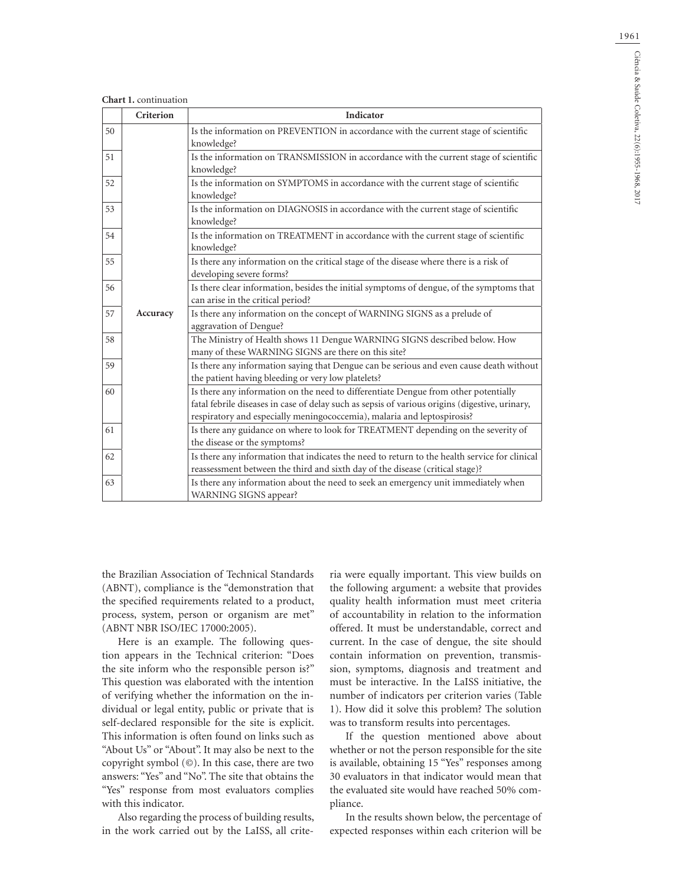**Chart 1.** continuation

| | Criterion | Indicator |
|---|---|---|
| 50 | Accuracy | Is the information on PREVENTION in accordance with the current stage of scientific knowledge? |
| 51 | | Is the information on TRANSMISSION in accordance with the current stage of scientific knowledge? |
| 52 | | Is the information on SYMPTOMS in accordance with the current stage of scientific knowledge? |
| 53 | | Is the information on DIAGNOSIS in accordance with the current stage of scientific knowledge? |
| 54 | | Is the information on TREATMENT in accordance with the current stage of scientific knowledge? |
| 55 | | Is there any information on the critical stage of the disease where there is a risk of developing severe forms? |
| 56 | | Is there clear information, besides the initial symptoms of dengue, of the symptoms that can arise in the critical period? |
| 57 | | Is there any information on the concept of WARNING SIGNS as a prelude of aggravation of Dengue? |
| 58 | | The Ministry of Health shows 11 Dengue WARNING SIGNS described below. How many of these WARNING SIGNS are there on this site? |
| 59 | | Is there any information saying that Dengue can be serious and even cause death without the patient having bleeding or very low platelets? |
| 60 | | Is there any information on the need to differentiate Dengue from other potentially fatal febrile diseases in case of delay such as sepsis of various origins (digestive, urinary, respiratory and especially meningococcemia), malaria and leptospirosis? |
| 61 | | Is there any guidance on where to look for TREATMENT depending on the severity of the disease or the symptoms? |
| 62 | | Is there any information that indicates the need to return to the health service for clinical reassessment between the third and sixth day of the disease (critical stage)? |
| 63 | | Is there any information about the need to seek an emergency unit immediately when WARNING SIGNS appear? |

the Brazilian Association of Technical Standards (ABNT), compliance is the "demonstration that the specified requirements related to a product, process, system, person or organism are met" (ABNT NBR ISO/IEC 17000:2005).

Here is an example. The following question appears in the Technical criterion: "Does the site inform who the responsible person is?" This question was elaborated with the intention of verifying whether the information on the individual or legal entity, public or private that is self-declared responsible for the site is explicit. This information is often found on links such as "About Us" or "About". It may also be next to the copyright symbol (©). In this case, there are two answers: "Yes" and "No". The site that obtains the "Yes" response from most evaluators complies with this indicator.

Also regarding the process of building results, in the work carried out by the LaISS, all criteria were equally important. This view builds on the following argument: a website that provides quality health information must meet criteria of accountability in relation to the information offered. It must be understandable, correct and current. In the case of dengue, the site should contain information on prevention, transmission, symptoms, diagnosis and treatment and must be interactive. In the LaISS initiative, the number of indicators per criterion varies (Table 1). How did it solve this problem? The solution was to transform results into percentages.

If the question mentioned above about whether or not the person responsible for the site is available, obtaining 15 "Yes" responses among 30 evaluators in that indicator would mean that the evaluated site would have reached 50% compliance.

In the results shown below, the percentage of expected responses within each criterion will be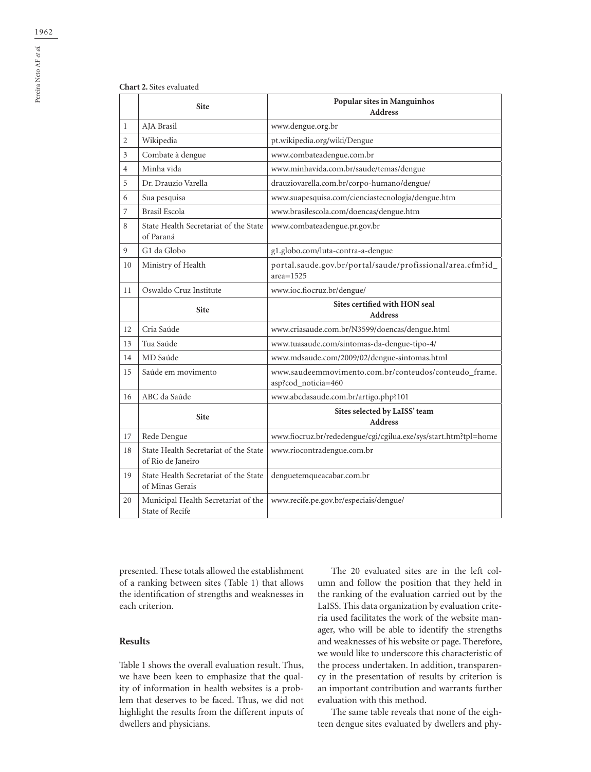**Chart 2.** Sites evaluated

| | Site | Popular sites in Manguinhos Address |
|---|---|---|
| 1 | AJA Brasil | www.dengue.org.br |
| 2 | Wikipedia | pt.wikipedia.org/wiki/Dengue |
| 3 | Combate à dengue | www.combateadengue.com.br |
| 4 | Minha vida | www.minhavida.com.br/saude/temas/dengue |
| 5 | Dr. Drauzio Varella | drauziovarella.com.br/corpo-humano/dengue/ |
| 6 | Sua pesquisa | www.suapesquisa.com/cienciastecnologia/dengue.htm |
| 7 | Brasil Escola | www.brasilescola.com/doencas/dengue.htm |
| 8 | State Health Secretariat of the State of Paraná | www.combateadengue.pr.gov.br |
| 9 | G1 da Globo | g1.globo.com/luta-contra-a-dengue |
| 10 | Ministry of Health | portal.saude.gov.br/portal/saude/profissional/area.cfm?id_area=1525 |
| 11 | Oswaldo Cruz Institute | www.ioc.fiocruz.br/dengue/ |
| | **Site** | **Sites certified with HON seal Address** |
| 12 | Cria Saúde | www.criasaude.com.br/N3599/doencas/dengue.html |
| 13 | Tua Saúde | www.tuasaude.com/sintomas-da-dengue-tipo-4/ |
| 14 | MD Saúde | www.mdsaude.com/2009/02/dengue-sintomas.html |
| 15 | Saúde em movimento | www.saudeemmovimento.com.br/conteudos/conteudo_frame.asp?cod_noticia=460 |
| 16 | ABC da Saúde | www.abcdasaude.com.br/artigo.php?101 |
| | **Site** | **Sites selected by LaISS' team Address** |
| 17 | Rede Dengue | www.fiocruz.br/rededengue/cgi/cgilua.exe/sys/start.htm?tpl=home |
| 18 | State Health Secretariat of the State of Rio de Janeiro | www.riocontradengue.com.br |
| 19 | State Health Secretariat of the State of Minas Gerais | denguetemqueacabar.com.br |
| 20 | Municipal Health Secretariat of the State of Recife | www.recife.pe.gov.br/especiais/dengue/ |

presented. These totals allowed the establishment of a ranking between sites (Table 1) that allows the identification of strengths and weaknesses in each criterion.

## Results

Table 1 shows the overall evaluation result. Thus, we have been keen to emphasize that the quality of information in health websites is a problem that deserves to be faced. Thus, we did not highlight the results from the different inputs of dwellers and physicians.

The 20 evaluated sites are in the left column and follow the position that they held in the ranking of the evaluation carried out by the LaISS. This data organization by evaluation criteria used facilitates the work of the website manager, who will be able to identify the strengths and weaknesses of his website or page. Therefore, we would like to underscore this characteristic of the process undertaken. In addition, transparency in the presentation of results by criterion is an important contribution and warrants further evaluation with this method.

The same table reveals that none of the eighteen dengue sites evaluated by dwellers and phy-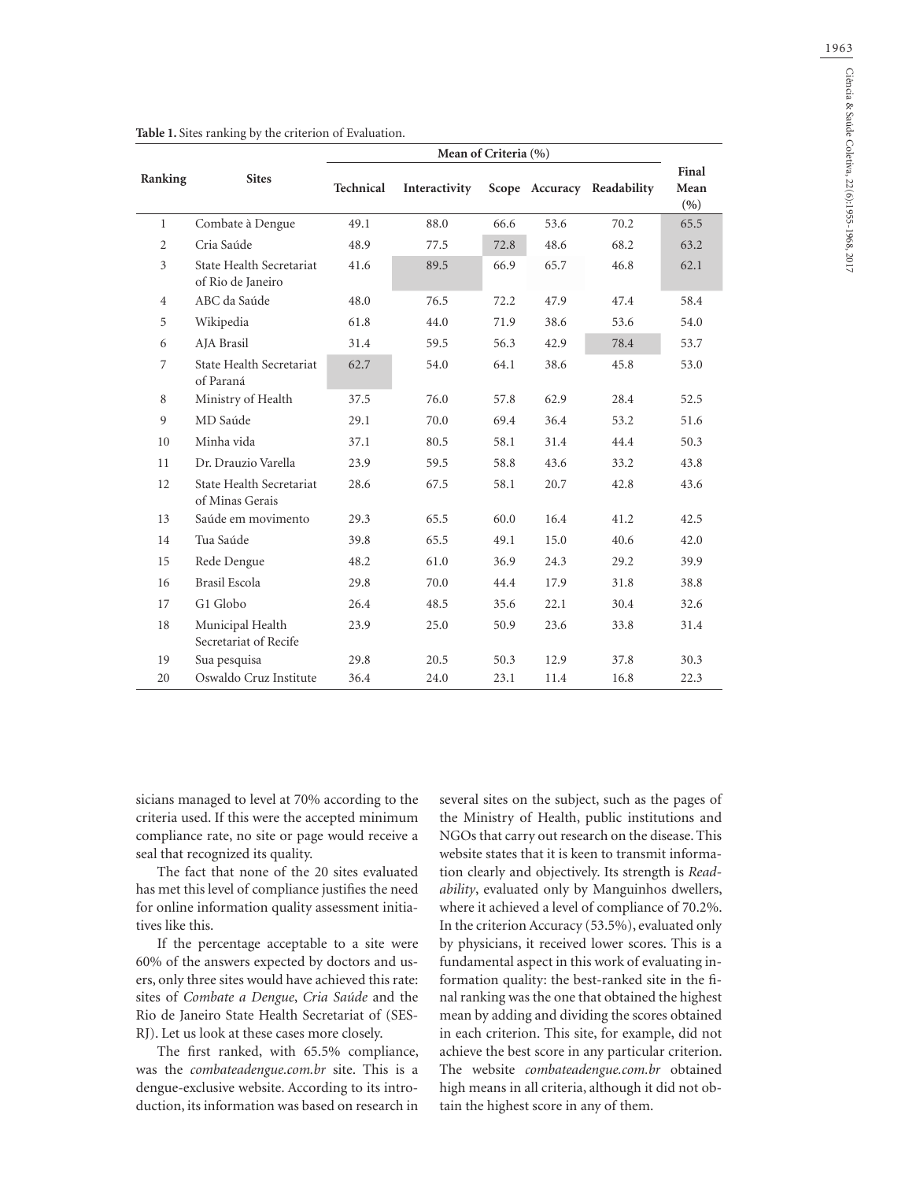**Table 1.** Sites ranking by the criterion of Evaluation.

| Ranking | Sites | Mean of Criteria (%) | | | | | Final Mean (%) |
|---|---|---|---|---|---|---|---|
| | | Technical | Interactivity | Scope | Accuracy | Readability | |
| 1 | Combate à Dengue | 49.1 | 88.0 | 66.6 | 53.6 | 70.2 | 65.5 |
| 2 | Cria Saúde | 48.9 | 77.5 | 72.8 | 48.6 | 68.2 | 63.2 |
| 3 | State Health Secretariat of Rio de Janeiro | 41.6 | 89.5 | 66.9 | 65.7 | 46.8 | 62.1 |
| 4 | ABC da Saúde | 48.0 | 76.5 | 72.2 | 47.9 | 47.4 | 58.4 |
| 5 | Wikipedia | 61.8 | 44.0 | 71.9 | 38.6 | 53.6 | 54.0 |
| 6 | AJA Brasil | 31.4 | 59.5 | 56.3 | 42.9 | 78.4 | 53.7 |
| 7 | State Health Secretariat of Paraná | 62.7 | 54.0 | 64.1 | 38.6 | 45.8 | 53.0 |
| 8 | Ministry of Health | 37.5 | 76.0 | 57.8 | 62.9 | 28.4 | 52.5 |
| 9 | MD Saúde | 29.1 | 70.0 | 69.4 | 36.4 | 53.2 | 51.6 |
| 10 | Minha vida | 37.1 | 80.5 | 58.1 | 31.4 | 44.4 | 50.3 |
| 11 | Dr. Drauzio Varella | 23.9 | 59.5 | 58.8 | 43.6 | 33.2 | 43.8 |
| 12 | State Health Secretariat of Minas Gerais | 28.6 | 67.5 | 58.1 | 20.7 | 42.8 | 43.6 |
| 13 | Saúde em movimento | 29.3 | 65.5 | 60.0 | 16.4 | 41.2 | 42.5 |
| 14 | Tua Saúde | 39.8 | 65.5 | 49.1 | 15.0 | 40.6 | 42.0 |
| 15 | Rede Dengue | 48.2 | 61.0 | 36.9 | 24.3 | 29.2 | 39.9 |
| 16 | Brasil Escola | 29.8 | 70.0 | 44.4 | 17.9 | 31.8 | 38.8 |
| 17 | G1 Globo | 26.4 | 48.5 | 35.6 | 22.1 | 30.4 | 32.6 |
| 18 | Municipal Health Secretariat of Recife | 23.9 | 25.0 | 50.9 | 23.6 | 33.8 | 31.4 |
| 19 | Sua pesquisa | 29.8 | 20.5 | 50.3 | 12.9 | 37.8 | 30.3 |
| 20 | Oswaldo Cruz Institute | 36.4 | 24.0 | 23.1 | 11.4 | 16.8 | 22.3 |

sicians managed to level at 70% according to the criteria used. If this were the accepted minimum compliance rate, no site or page would receive a seal that recognized its quality.

The fact that none of the 20 sites evaluated has met this level of compliance justifies the need for online information quality assessment initiatives like this.

If the percentage acceptable to a site were 60% of the answers expected by doctors and users, only three sites would have achieved this rate: sites of *Combate a Dengue*, *Cria Saúde* and the Rio de Janeiro State Health Secretariat of (SES-RJ). Let us look at these cases more closely.

The first ranked, with 65.5% compliance, was the *combateadengue.com.br* site. This is a dengue-exclusive website. According to its introduction, its information was based on research in several sites on the subject, such as the pages of the Ministry of Health, public institutions and NGOs that carry out research on the disease. This website states that it is keen to transmit information clearly and objectively. Its strength is *Readability*, evaluated only by Manguinhos dwellers, where it achieved a level of compliance of 70.2%. In the criterion Accuracy (53.5%), evaluated only by physicians, it received lower scores. This is a fundamental aspect in this work of evaluating information quality: the best-ranked site in the final ranking was the one that obtained the highest mean by adding and dividing the scores obtained in each criterion. This site, for example, did not achieve the best score in any particular criterion. The website *combateadengue.com.br* obtained high means in all criteria, although it did not obtain the highest score in any of them.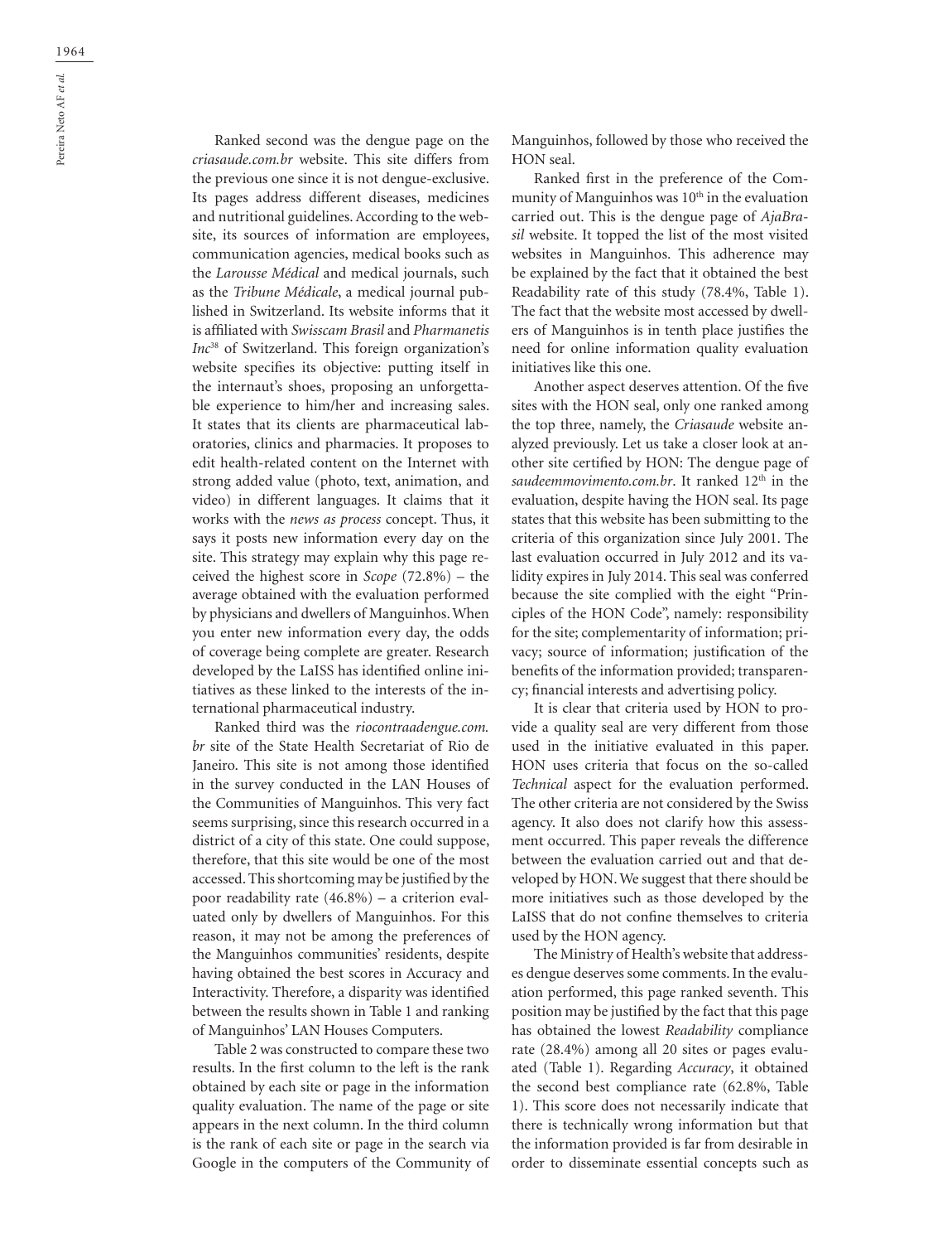Ranked second was the dengue page on the *criasaude.com.br* website. This site differs from the previous one since it is not dengue-exclusive. Its pages address different diseases, medicines and nutritional guidelines. According to the website, its sources of information are employees, communication agencies, medical books such as the *Larousse Médical* and medical journals, such as the *Tribune Médicale*, a medical journal published in Switzerland. Its website informs that it is affiliated with *Swisscam Brasil* and *Pharmanetis Inc*[38] of Switzerland. This foreign organization's website specifies its objective: putting itself in the internaut's shoes, proposing an unforgettable experience to him/her and increasing sales. It states that its clients are pharmaceutical laboratories, clinics and pharmacies. It proposes to edit health-related content on the Internet with strong added value (photo, text, animation, and video) in different languages. It claims that it works with the *news as process* concept. Thus, it says it posts new information every day on the site. This strategy may explain why this page received the highest score in *Scope* (72.8%) – the average obtained with the evaluation performed by physicians and dwellers of Manguinhos. When you enter new information every day, the odds of coverage being complete are greater. Research developed by the LaISS has identified online initiatives as these linked to the interests of the international pharmaceutical industry.

Ranked third was the *riocontraadengue.com.br* site of the State Health Secretariat of Rio de Janeiro. This site is not among those identified in the survey conducted in the LAN Houses of the Communities of Manguinhos. This very fact seems surprising, since this research occurred in a district of a city of this state. One could suppose, therefore, that this site would be one of the most accessed. This shortcoming may be justified by the poor readability rate (46.8%) – a criterion evaluated only by dwellers of Manguinhos. For this reason, it may not be among the preferences of the Manguinhos communities' residents, despite having obtained the best scores in Accuracy and Interactivity. Therefore, a disparity was identified between the results shown in Table 1 and ranking of Manguinhos' LAN Houses Computers.

Table 2 was constructed to compare these two results. In the first column to the left is the rank obtained by each site or page in the information quality evaluation. The name of the page or site appears in the next column. In the third column is the rank of each site or page in the search via Google in the computers of the Community of Manguinhos, followed by those who received the HON seal.

Ranked first in the preference of the Community of Manguinhos was 10th in the evaluation carried out. This is the dengue page of *AjaBrasil* website. It topped the list of the most visited websites in Manguinhos. This adherence may be explained by the fact that it obtained the best Readability rate of this study (78.4%, Table 1). The fact that the website most accessed by dwellers of Manguinhos is in tenth place justifies the need for online information quality evaluation initiatives like this one.

Another aspect deserves attention. Of the five sites with the HON seal, only one ranked among the top three, namely, the *Criasaude* website analyzed previously. Let us take a closer look at another site certified by HON: The dengue page of *saudeemmovimento.com.br*. It ranked 12th in the evaluation, despite having the HON seal. Its page states that this website has been submitting to the criteria of this organization since July 2001. The last evaluation occurred in July 2012 and its validity expires in July 2014. This seal was conferred because the site complied with the eight "Principles of the HON Code", namely: responsibility for the site; complementarity of information; privacy; source of information; justification of the benefits of the information provided; transparency; financial interests and advertising policy.

It is clear that criteria used by HON to provide a quality seal are very different from those used in the initiative evaluated in this paper. HON uses criteria that focus on the so-called *Technical* aspect for the evaluation performed. The other criteria are not considered by the Swiss agency. It also does not clarify how this assessment occurred. This paper reveals the difference between the evaluation carried out and that developed by HON. We suggest that there should be more initiatives such as those developed by the LaISS that do not confine themselves to criteria used by the HON agency.

The Ministry of Health's website that addresses dengue deserves some comments. In the evaluation performed, this page ranked seventh. This position may be justified by the fact that this page has obtained the lowest *Readability* compliance rate (28.4%) among all 20 sites or pages evaluated (Table 1). Regarding *Accuracy*, it obtained the second best compliance rate (62.8%, Table 1). This score does not necessarily indicate that there is technically wrong information but that the information provided is far from desirable in order to disseminate essential concepts such as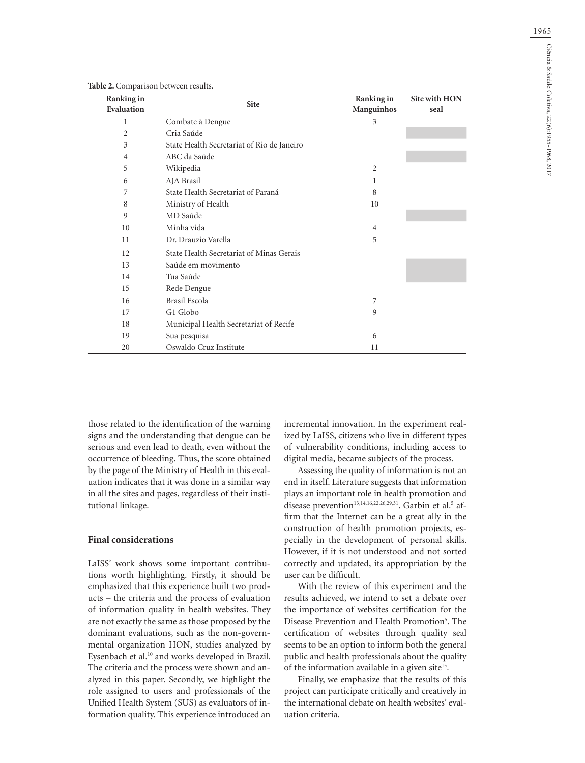**Table 2.** Comparison between results.

| Ranking in Evaluation | Site | Ranking in Manguinhos | Site with HON seal |
|---|---|---|---|
| 1 | Combate à Dengue | 3 | |
| 2 | Cria Saúde | | |
| 3 | State Health Secretariat of Rio de Janeiro | | |
| 4 | ABC da Saúde | | |
| 5 | Wikipedia | 2 | |
| 6 | AJA Brasil | 1 | |
| 7 | State Health Secretariat of Paraná | 8 | |
| 8 | Ministry of Health | 10 | |
| 9 | MD Saúde | | |
| 10 | Minha vida | 4 | |
| 11 | Dr. Drauzio Varella | 5 | |
| 12 | State Health Secretariat of Minas Gerais | | |
| 13 | Saúde em movimento | | |
| 14 | Tua Saúde | | |
| 15 | Rede Dengue | | |
| 16 | Brasil Escola | 7 | |
| 17 | G1 Globo | 9 | |
| 18 | Municipal Health Secretariat of Recife | | |
| 19 | Sua pesquisa | 6 | |
| 20 | Oswaldo Cruz Institute | 11 | |

those related to the identification of the warning signs and the understanding that dengue can be serious and even lead to death, even without the occurrence of bleeding. Thus, the score obtained by the page of the Ministry of Health in this evaluation indicates that it was done in a similar way in all the sites and pages, regardless of their institutional linkage.

## Final considerations

LaISS' work shows some important contributions worth highlighting. Firstly, it should be emphasized that this experience built two products – the criteria and the process of evaluation of information quality in health websites. They are not exactly the same as those proposed by the dominant evaluations, such as the non-governmental organization HON, studies analyzed by Eysenbach et al.[10] and works developed in Brazil. The criteria and the process were shown and analyzed in this paper. Secondly, we highlight the role assigned to users and professionals of the Unified Health System (SUS) as evaluators of information quality. This experience introduced an incremental innovation. In the experiment realized by LaISS, citizens who live in different types of vulnerability conditions, including access to digital media, became subjects of the process.

Assessing the quality of information is not an end in itself. Literature suggests that information plays an important role in health promotion and disease prevention[13,14,16,22,26,29,31]. Garbin et al.[5] affirm that the Internet can be a great ally in the construction of health promotion projects, especially in the development of personal skills. However, if it is not understood and not sorted correctly and updated, its appropriation by the user can be difficult.

With the review of this experiment and the results achieved, we intend to set a debate over the importance of websites certification for the Disease Prevention and Health Promotion[5]. The certification of websites through quality seal seems to be an option to inform both the general public and health professionals about the quality of the information available in a given site[15].

Finally, we emphasize that the results of this project can participate critically and creatively in the international debate on health websites' evaluation criteria.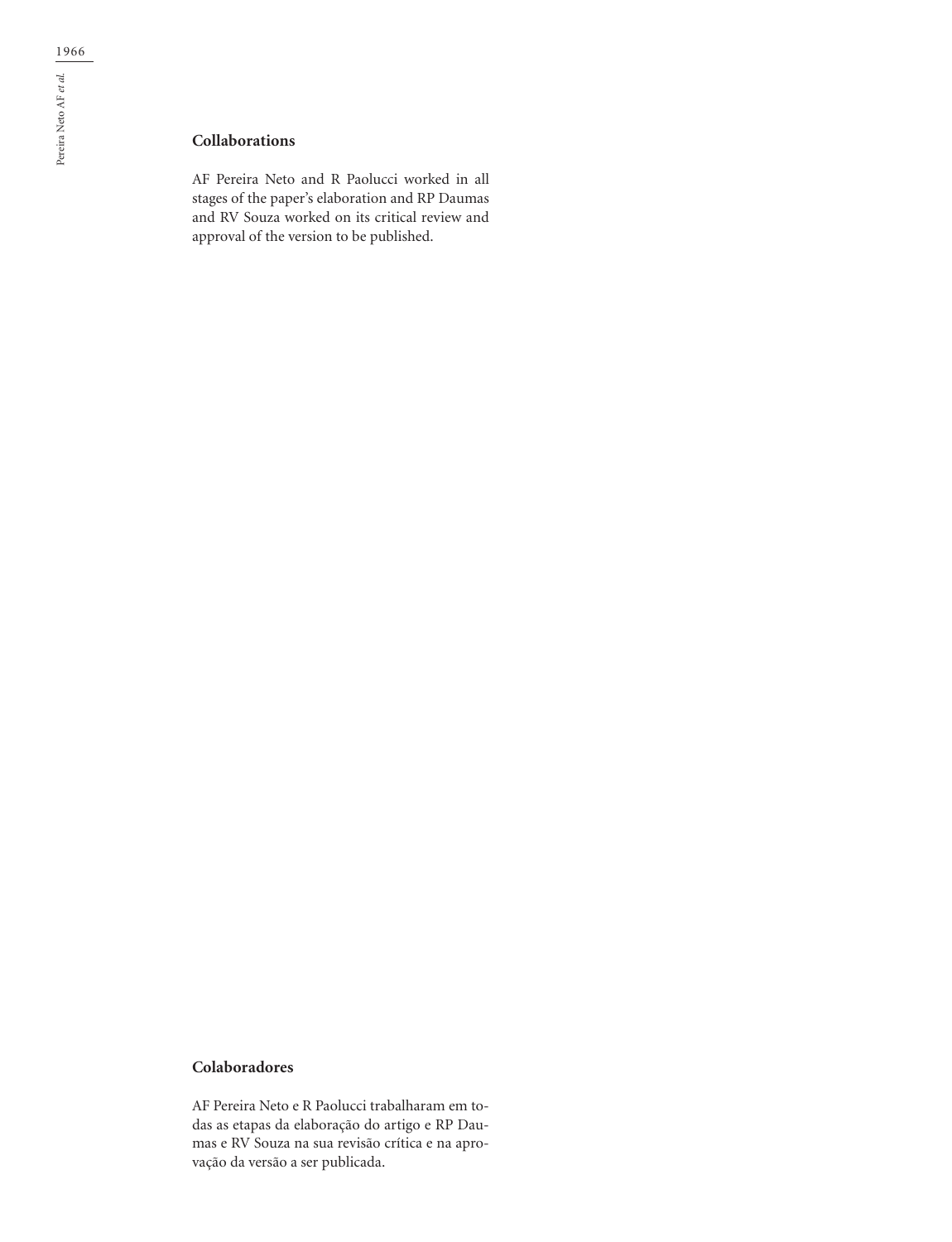## Collaborations

AF Pereira Neto and R Paolucci worked in all stages of the paper's elaboration and RP Daumas and RV Souza worked on its critical review and approval of the version to be published.

## Colaboradores

AF Pereira Neto e R Paolucci trabalharam em todas as etapas da elaboração do artigo e RP Daumas e RV Souza na sua revisão crítica e na aprovação da versão a ser publicada.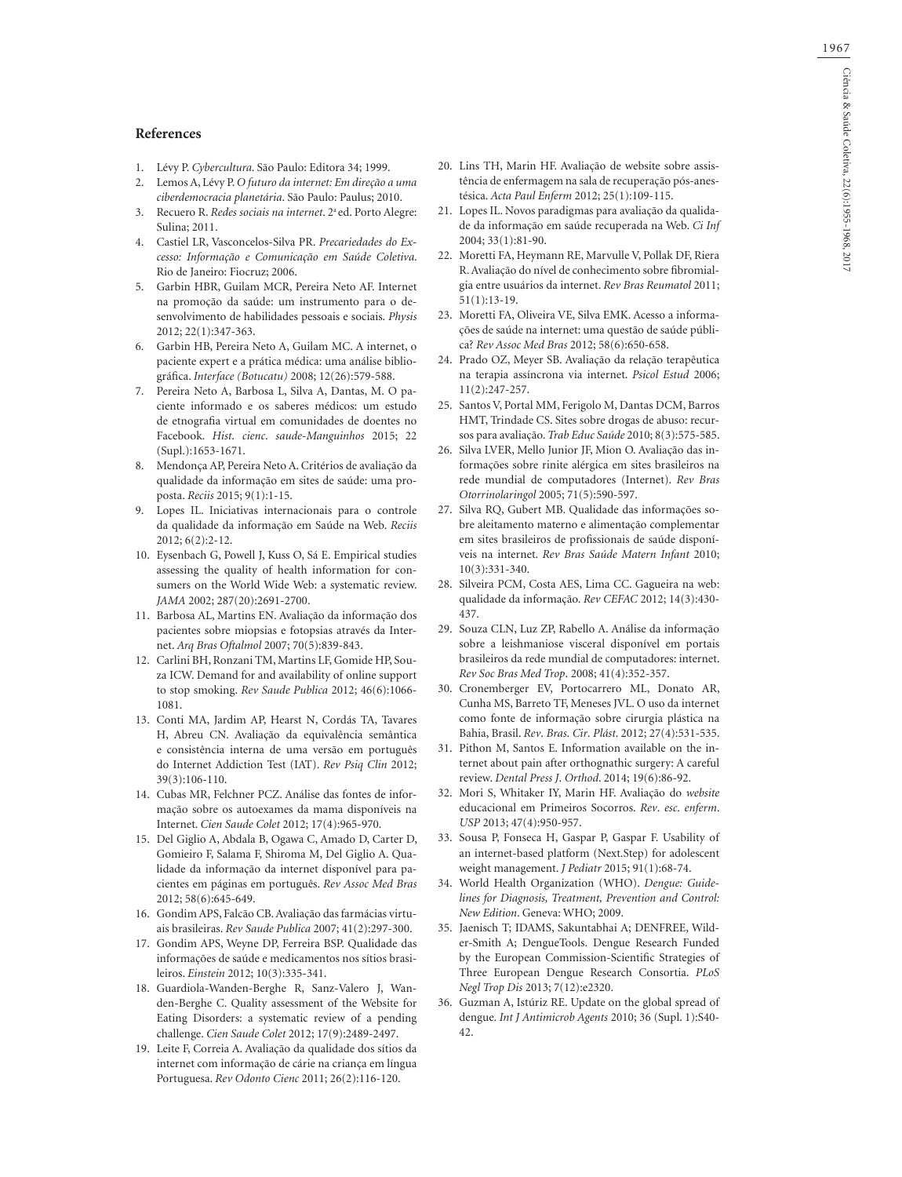## References

1. Lévy P. *Cybercultura*. São Paulo: Editora 34; 1999.
2. Lemos A, Lévy P. *O futuro da internet: Em direção a uma ciberdemocracia planetária*. São Paulo: Paulus; 2010.
3. Recuero R. *Redes sociais na internet*. 2ª ed. Porto Alegre: Sulina; 2011.
4. Castiel LR, Vasconcelos-Silva PR. *Precariedades do Excesso: Informação e Comunicação em Saúde Coletiva*. Rio de Janeiro: Fiocruz; 2006.
5. Garbin HBR, Guilam MCR, Pereira Neto AF. Internet na promoção da saúde: um instrumento para o desenvolvimento de habilidades pessoais e sociais. *Physis* 2012; 22(1):347-363.
6. Garbin HB, Pereira Neto A, Guilam MC. A internet, o paciente expert e a prática médica: uma análise bibliográfica. *Interface (Botucatu)* 2008; 12(26):579-588.
7. Pereira Neto A, Barbosa L, Silva A, Dantas, M. O paciente informado e os saberes médicos: um estudo de etnografia virtual em comunidades de doentes no Facebook. *Hist. cienc. saude-Manguinhos* 2015; 22 (Supl.):1653-1671.
8. Mendonça AP, Pereira Neto A. Critérios de avaliação da qualidade da informação em sites de saúde: uma proposta. *Reciis* 2015; 9(1):1-15.
9. Lopes IL. Iniciativas internacionais para o controle da qualidade da informação em Saúde na Web. *Reciis* 2012; 6(2):2-12.
10. Eysenbach G, Powell J, Kuss O, Sá E. Empirical studies assessing the quality of health information for consumers on the World Wide Web: a systematic review. *JAMA* 2002; 287(20):2691-2700.
11. Barbosa AL, Martins EN. Avaliação da informação dos pacientes sobre miopsias e fotopsias através da Internet. *Arq Bras Oftalmol* 2007; 70(5):839-843.
12. Carlini BH, Ronzani TM, Martins LF, Gomide HP, Souza ICW. Demand for and availability of online support to stop smoking. *Rev Saude Publica* 2012; 46(6):1066-1081.
13. Conti MA, Jardim AP, Hearst N, Cordás TA, Tavares H, Abreu CN. Avaliação da equivalência semântica e consistência interna de uma versão em português do Internet Addiction Test (IAT). *Rev Psiq Clin* 2012; 39(3):106-110.
14. Cubas MR, Felchner PCZ. Análise das fontes de informação sobre os autoexames da mama disponíveis na Internet. *Cien Saude Colet* 2012; 17(4):965-970.
15. Del Giglio A, Abdala B, Ogawa C, Amado D, Carter D, Gomieiro F, Salama F, Shiroma M, Del Giglio A. Qualidade da informação da internet disponível para pacientes em páginas em português. *Rev Assoc Med Bras* 2012; 58(6):645-649.
16. Gondim APS, Falcão CB. Avaliação das farmácias virtuais brasileiras. *Rev Saude Publica* 2007; 41(2):297-300.
17. Gondim APS, Weyne DP, Ferreira BSP. Qualidade das informações de saúde e medicamentos nos sítios brasileiros. *Einstein* 2012; 10(3):335-341.
18. Guardiola-Wanden-Berghe R, Sanz-Valero J, Wanden-Berghe C. Quality assessment of the Website for Eating Disorders: a systematic review of a pending challenge. *Cien Saude Colet* 2012; 17(9):2489-2497.
19. Leite F, Correia A. Avaliação da qualidade dos sítios da internet com informação de cárie na criança em língua Portuguesa. *Rev Odonto Cienc* 2011; 26(2):116-120.
20. Lins TH, Marin HF. Avaliação de website sobre assistência de enfermagem na sala de recuperação pós-anestésica. *Acta Paul Enferm* 2012; 25(1):109-115.
21. Lopes IL. Novos paradigmas para avaliação da qualidade da informação em saúde recuperada na Web. *Ci Inf* 2004; 33(1):81-90.
22. Moretti FA, Heymann RE, Marvulle V, Pollak DF, Riera R. Avaliação do nível de conhecimento sobre fibromialgia entre usuários da internet. *Rev Bras Reumatol* 2011; 51(1):13-19.
23. Moretti FA, Oliveira VE, Silva EMK. Acesso a informações de saúde na internet: uma questão de saúde pública? *Rev Assoc Med Bras* 2012; 58(6):650-658.
24. Prado OZ, Meyer SB. Avaliação da relação terapêutica na terapia assíncrona via internet. *Psicol Estud* 2006; 11(2):247-257.
25. Santos V, Portal MM, Ferigolo M, Dantas DCM, Barros HMT, Trindade CS. Sites sobre drogas de abuso: recursos para avaliação. *Trab Educ Saúde* 2010; 8(3):575-585.
26. Silva LVER, Mello Junior JF, Mion O. Avaliação das informações sobre rinite alérgica em sites brasileiros na rede mundial de computadores (Internet). *Rev Bras Otorrinolaringol* 2005; 71(5):590-597.
27. Silva RQ, Gubert MB. Qualidade das informações sobre aleitamento materno e alimentação complementar em sites brasileiros de profissionais de saúde disponíveis na internet. *Rev Bras Saúde Matern Infant* 2010; 10(3):331-340.
28. Silveira PCM, Costa AES, Lima CC. Gagueira na web: qualidade da informação. *Rev CEFAC* 2012; 14(3):430-437.
29. Souza CLN, Luz ZP, Rabello A. Análise da informação sobre a leishmaniose visceral disponível em portais brasileiros da rede mundial de computadores: internet. *Rev Soc Bras Med Trop*. 2008; 41(4):352-357.
30. Cronemberger EV, Portocarrero ML, Donato AR, Cunha MS, Barreto TF, Meneses JVL. O uso da internet como fonte de informação sobre cirurgia plástica na Bahia, Brasil. *Rev. Bras. Cir. Plást*. 2012; 27(4):531-535.
31. Pithon M, Santos E. Information available on the internet about pain after orthognathic surgery: A careful review. *Dental Press J. Orthod*. 2014; 19(6):86-92.
32. Mori S, Whitaker IY, Marin HF. Avaliação do *website* educacional em Primeiros Socorros. *Rev. esc. enferm. USP* 2013; 47(4):950-957.
33. Sousa P, Fonseca H, Gaspar P, Gaspar F. Usability of an internet-based platform (Next.Step) for adolescent weight management. *J Pediatr* 2015; 91(1):68-74.
34. World Health Organization (WHO). *Dengue: Guidelines for Diagnosis, Treatment, Prevention and Control: New Edition*. Geneva: WHO; 2009.
35. Jaenisch T; IDAMS, Sakuntabhai A; DENFREE, Wilder-Smith A; DengueTools. Dengue Research Funded by the European Commission-Scientific Strategies of Three European Dengue Research Consortia. *PLoS Negl Trop Dis* 2013; 7(12):e2320.
36. Guzman A, Istúriz RE. Update on the global spread of dengue. *Int J Antimicrob Agents* 2010; 36 (Supl. 1):S40-42.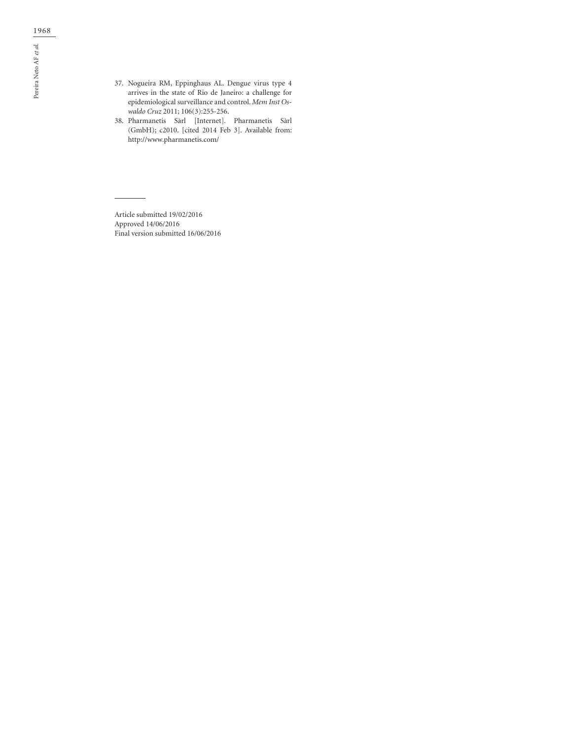37. Nogueira RM, Eppinghaus AL. Dengue virus type 4 arrives in the state of Rio de Janeiro: a challenge for epidemiological surveillance and control. *Mem Inst Oswaldo Cruz* 2011; 106(3):255-256.
38. Pharmanetis Sàrl [Internet]. Pharmanetis Sàrl (GmbH); c2010. [cited 2014 Feb 3]. Available from: http://www.pharmanetis.com/

---

Article submitted 19/02/2016
Approved 14/06/2016
Final version submitted 16/06/2016